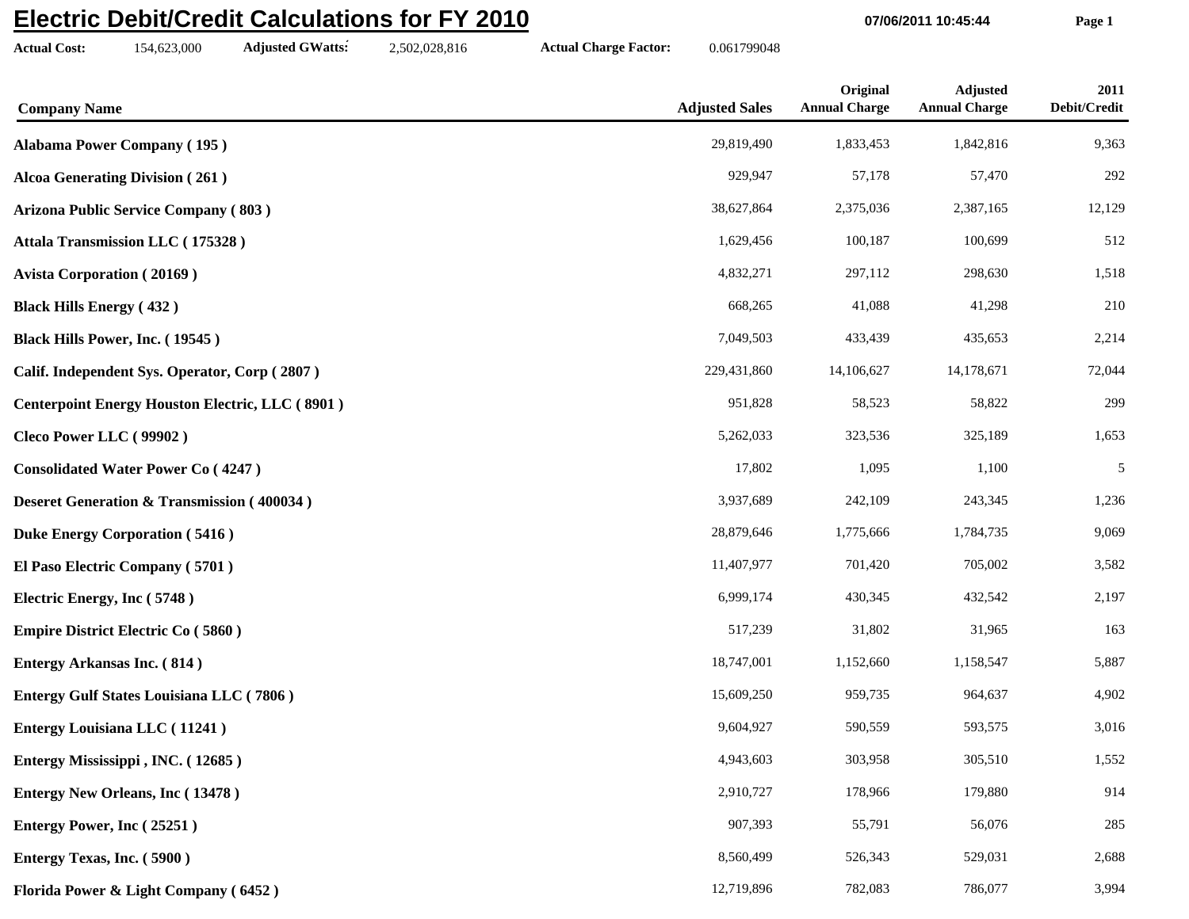# Electric Debit/Credit Calculations for FY 2010

07/06/2011 10:45:44

**Actual Cost:** 154,623,000 **Adjusted GWatts:** 2,502,028,816 **Actual Charge Factor:** 0.061799048

| Company Name | Adjusted Sales | Original Annual Charge | Adjusted Annual Charge | 2011 Debit/Credit |
|---|---|---|---|---|
| **Alabama Power Company ( 195 )** | 29,819,490 | 1,833,453 | 1,842,816 | 9,363 |
| **Alcoa Generating Division ( 261 )** | 929,947 | 57,178 | 57,470 | 292 |
| **Arizona Public Service Company ( 803 )** | 38,627,864 | 2,375,036 | 2,387,165 | 12,129 |
| **Attala Transmission LLC ( 175328 )** | 1,629,456 | 100,187 | 100,699 | 512 |
| **Avista Corporation ( 20169 )** | 4,832,271 | 297,112 | 298,630 | 1,518 |
| **Black Hills Energy ( 432 )** | 668,265 | 41,088 | 41,298 | 210 |
| **Black Hills Power, Inc. ( 19545 )** | 7,049,503 | 433,439 | 435,653 | 2,214 |
| **Calif. Independent Sys. Operator, Corp ( 2807 )** | 229,431,860 | 14,106,627 | 14,178,671 | 72,044 |
| **Centerpoint Energy Houston Electric, LLC ( 8901 )** | 951,828 | 58,523 | 58,822 | 299 |
| **Cleco Power LLC ( 99902 )** | 5,262,033 | 323,536 | 325,189 | 1,653 |
| **Consolidated Water Power Co ( 4247 )** | 17,802 | 1,095 | 1,100 | 5 |
| **Deseret Generation & Transmission ( 400034 )** | 3,937,689 | 242,109 | 243,345 | 1,236 |
| **Duke Energy Corporation ( 5416 )** | 28,879,646 | 1,775,666 | 1,784,735 | 9,069 |
| **El Paso Electric Company ( 5701 )** | 11,407,977 | 701,420 | 705,002 | 3,582 |
| **Electric Energy, Inc ( 5748 )** | 6,999,174 | 430,345 | 432,542 | 2,197 |
| **Empire District Electric Co ( 5860 )** | 517,239 | 31,802 | 31,965 | 163 |
| **Entergy Arkansas Inc. ( 814 )** | 18,747,001 | 1,152,660 | 1,158,547 | 5,887 |
| **Entergy Gulf States Louisiana LLC ( 7806 )** | 15,609,250 | 959,735 | 964,637 | 4,902 |
| **Entergy Louisiana LLC ( 11241 )** | 9,604,927 | 590,559 | 593,575 | 3,016 |
| **Entergy Mississippi , INC. ( 12685 )** | 4,943,603 | 303,958 | 305,510 | 1,552 |
| **Entergy New Orleans, Inc ( 13478 )** | 2,910,727 | 178,966 | 179,880 | 914 |
| **Entergy Power, Inc ( 25251 )** | 907,393 | 55,791 | 56,076 | 285 |
| **Entergy Texas, Inc. ( 5900 )** | 8,560,499 | 526,343 | 529,031 | 2,688 |
| **Florida Power & Light Company ( 6452 )** | 12,719,896 | 782,083 | 786,077 | 3,994 |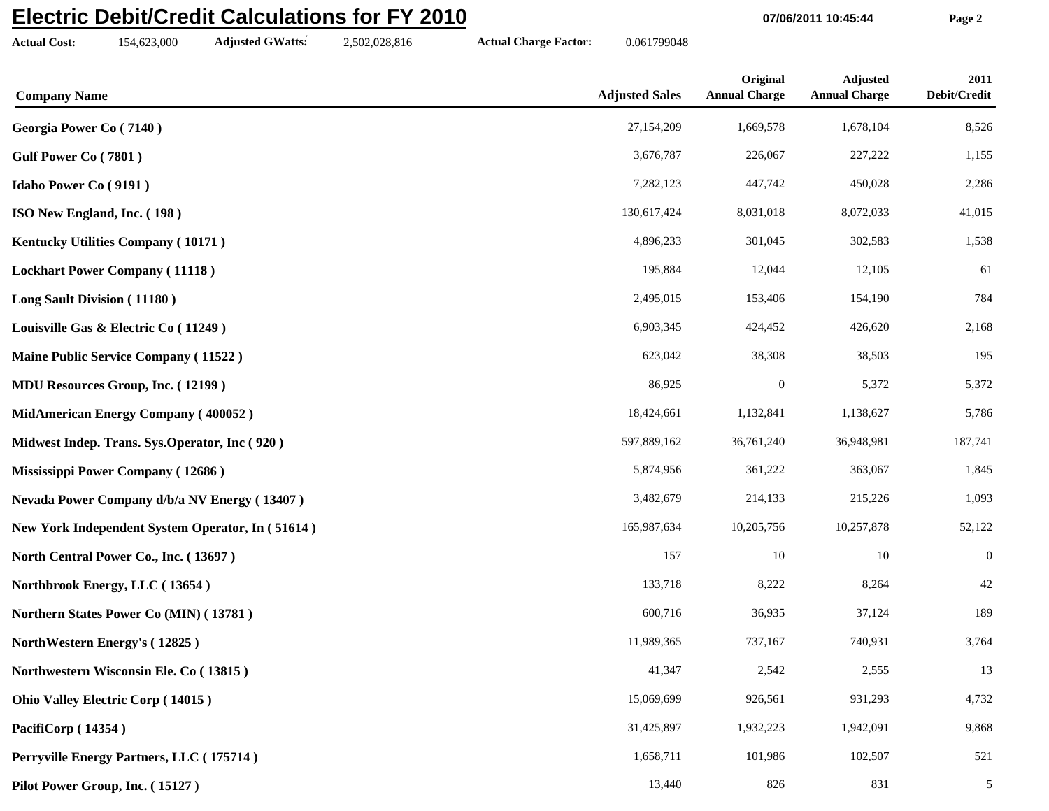# Electric Debit/Credit Calculations for FY 2010

**Actual Cost:** 154,623,000 **Adjusted GWatts:** 2,502,028,816 **Actual Charge Factor:** 0.061799048

| Company Name | Adjusted Sales | Original Annual Charge | Adjusted Annual Charge | 2011 Debit/Credit |
|---|---|---|---|---|
| **Georgia Power Co ( 7140 )** | 27,154,209 | 1,669,578 | 1,678,104 | 8,526 |
| **Gulf Power Co ( 7801 )** | 3,676,787 | 226,067 | 227,222 | 1,155 |
| **Idaho Power Co ( 9191 )** | 7,282,123 | 447,742 | 450,028 | 2,286 |
| **ISO New England, Inc. ( 198 )** | 130,617,424 | 8,031,018 | 8,072,033 | 41,015 |
| **Kentucky Utilities Company ( 10171 )** | 4,896,233 | 301,045 | 302,583 | 1,538 |
| **Lockhart Power Company ( 11118 )** | 195,884 | 12,044 | 12,105 | 61 |
| **Long Sault Division ( 11180 )** | 2,495,015 | 153,406 | 154,190 | 784 |
| **Louisville Gas & Electric Co ( 11249 )** | 6,903,345 | 424,452 | 426,620 | 2,168 |
| **Maine Public Service Company ( 11522 )** | 623,042 | 38,308 | 38,503 | 195 |
| **MDU Resources Group, Inc. ( 12199 )** | 86,925 | 0 | 5,372 | 5,372 |
| **MidAmerican Energy Company ( 400052 )** | 18,424,661 | 1,132,841 | 1,138,627 | 5,786 |
| **Midwest Indep. Trans. Sys.Operator, Inc ( 920 )** | 597,889,162 | 36,761,240 | 36,948,981 | 187,741 |
| **Mississippi Power Company ( 12686 )** | 5,874,956 | 361,222 | 363,067 | 1,845 |
| **Nevada Power Company d/b/a NV Energy ( 13407 )** | 3,482,679 | 214,133 | 215,226 | 1,093 |
| **New York Independent System Operator, In ( 51614 )** | 165,987,634 | 10,205,756 | 10,257,878 | 52,122 |
| **North Central Power Co., Inc. ( 13697 )** | 157 | 10 | 10 | 0 |
| **Northbrook Energy, LLC ( 13654 )** | 133,718 | 8,222 | 8,264 | 42 |
| **Northern States Power Co (MIN) ( 13781 )** | 600,716 | 36,935 | 37,124 | 189 |
| **NorthWestern Energy's ( 12825 )** | 11,989,365 | 737,167 | 740,931 | 3,764 |
| **Northwestern Wisconsin Ele. Co ( 13815 )** | 41,347 | 2,542 | 2,555 | 13 |
| **Ohio Valley Electric Corp ( 14015 )** | 15,069,699 | 926,561 | 931,293 | 4,732 |
| **PacifiCorp ( 14354 )** | 31,425,897 | 1,932,223 | 1,942,091 | 9,868 |
| **Perryville Energy Partners, LLC ( 175714 )** | 1,658,711 | 101,986 | 102,507 | 521 |
| **Pilot Power Group, Inc. ( 15127 )** | 13,440 | 826 | 831 | 5 |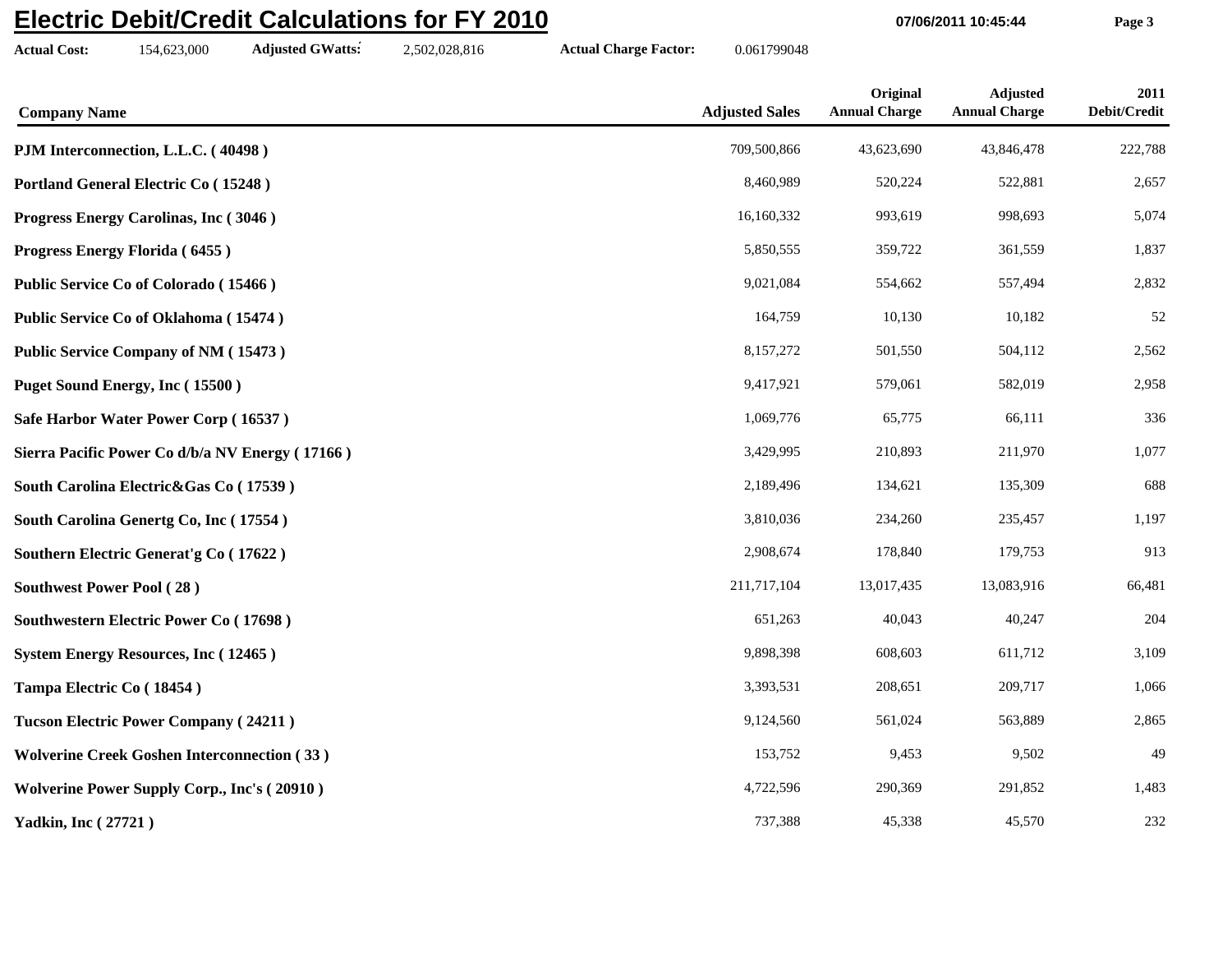# Electric Debit/Credit Calculations for FY 2010

07/06/2011 10:45:44

**Actual Cost:** 154,623,000 **Adjusted GWatts:** 2,502,028,816 **Actual Charge Factor:** 0.061799048

| Company Name | Adjusted Sales | Original Annual Charge | Adjusted Annual Charge | 2011 Debit/Credit |
|---|---|---|---|---|
| **PJM Interconnection, L.L.C. ( 40498 )** | 709,500,866 | 43,623,690 | 43,846,478 | 222,788 |
| **Portland General Electric Co ( 15248 )** | 8,460,989 | 520,224 | 522,881 | 2,657 |
| **Progress Energy Carolinas, Inc ( 3046 )** | 16,160,332 | 993,619 | 998,693 | 5,074 |
| **Progress Energy Florida ( 6455 )** | 5,850,555 | 359,722 | 361,559 | 1,837 |
| **Public Service Co of Colorado ( 15466 )** | 9,021,084 | 554,662 | 557,494 | 2,832 |
| **Public Service Co of Oklahoma ( 15474 )** | 164,759 | 10,130 | 10,182 | 52 |
| **Public Service Company of NM ( 15473 )** | 8,157,272 | 501,550 | 504,112 | 2,562 |
| **Puget Sound Energy, Inc ( 15500 )** | 9,417,921 | 579,061 | 582,019 | 2,958 |
| **Safe Harbor Water Power Corp ( 16537 )** | 1,069,776 | 65,775 | 66,111 | 336 |
| **Sierra Pacific Power Co d/b/a NV Energy ( 17166 )** | 3,429,995 | 210,893 | 211,970 | 1,077 |
| **South Carolina Electric&Gas Co ( 17539 )** | 2,189,496 | 134,621 | 135,309 | 688 |
| **South Carolina Genertg Co, Inc ( 17554 )** | 3,810,036 | 234,260 | 235,457 | 1,197 |
| **Southern Electric Generat'g Co ( 17622 )** | 2,908,674 | 178,840 | 179,753 | 913 |
| **Southwest Power Pool ( 28 )** | 211,717,104 | 13,017,435 | 13,083,916 | 66,481 |
| **Southwestern Electric Power Co ( 17698 )** | 651,263 | 40,043 | 40,247 | 204 |
| **System Energy Resources, Inc ( 12465 )** | 9,898,398 | 608,603 | 611,712 | 3,109 |
| **Tampa Electric Co ( 18454 )** | 3,393,531 | 208,651 | 209,717 | 1,066 |
| **Tucson Electric Power Company ( 24211 )** | 9,124,560 | 561,024 | 563,889 | 2,865 |
| **Wolverine Creek Goshen Interconnection ( 33 )** | 153,752 | 9,453 | 9,502 | 49 |
| **Wolverine Power Supply Corp., Inc's ( 20910 )** | 4,722,596 | 290,369 | 291,852 | 1,483 |
| **Yadkin, Inc ( 27721 )** | 737,388 | 45,338 | 45,570 | 232 |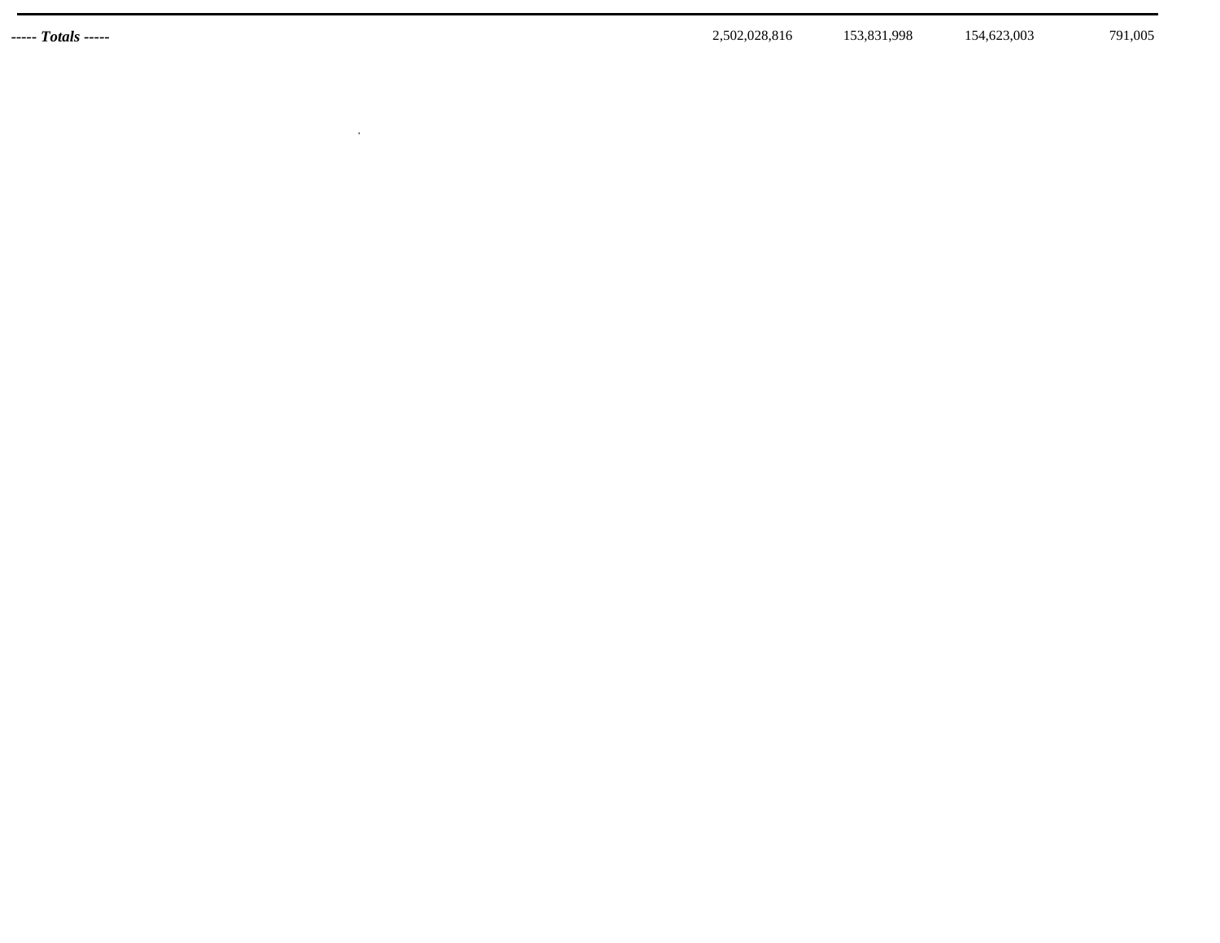| | | | | |
|---|---|---|---|---|
| ***----- Totals -----*** | 2,502,028,816 | 153,831,998 | 154,623,003 | 791,005 |